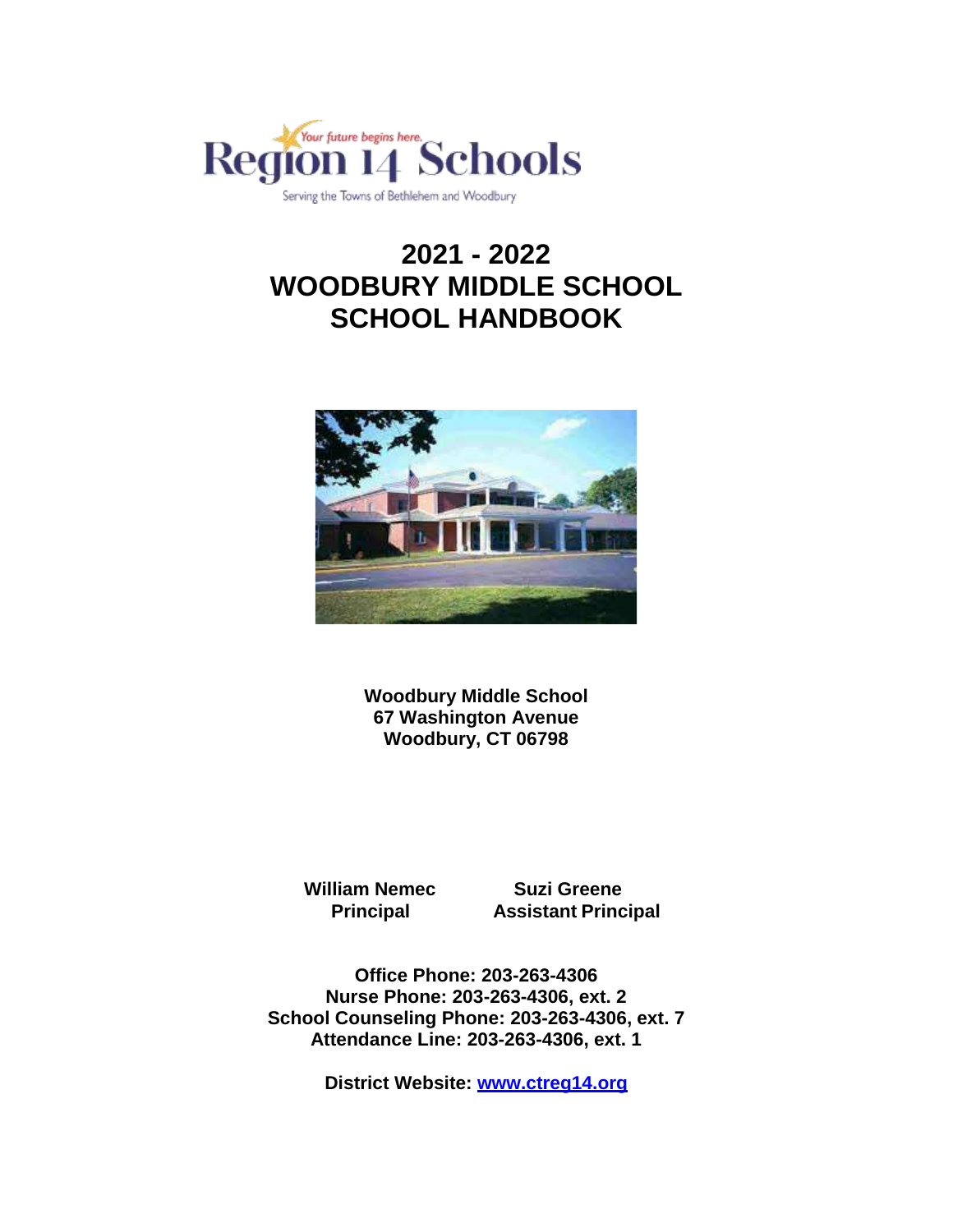Your future begins here.

# Region 14 Schools

Serving the Towns of Bethlehem and Woodbury

# 2021 - 2022
# WOODBURY MIDDLE SCHOOL
# SCHOOL HANDBOOK

**Woodbury Middle School**
**67 Washington Avenue**
**Woodbury, CT 06798**

**William Nemec**
**Principal**

**Suzi Greene**
**Assistant Principal**

**Office Phone: 203-263-4306**
**Nurse Phone: 203-263-4306, ext. 2**
**School Counseling Phone: 203-263-4306, ext. 7**
**Attendance Line: 203-263-4306, ext. 1**

**District Website: [www.ctreg14.org](http://www.ctreg14.org)**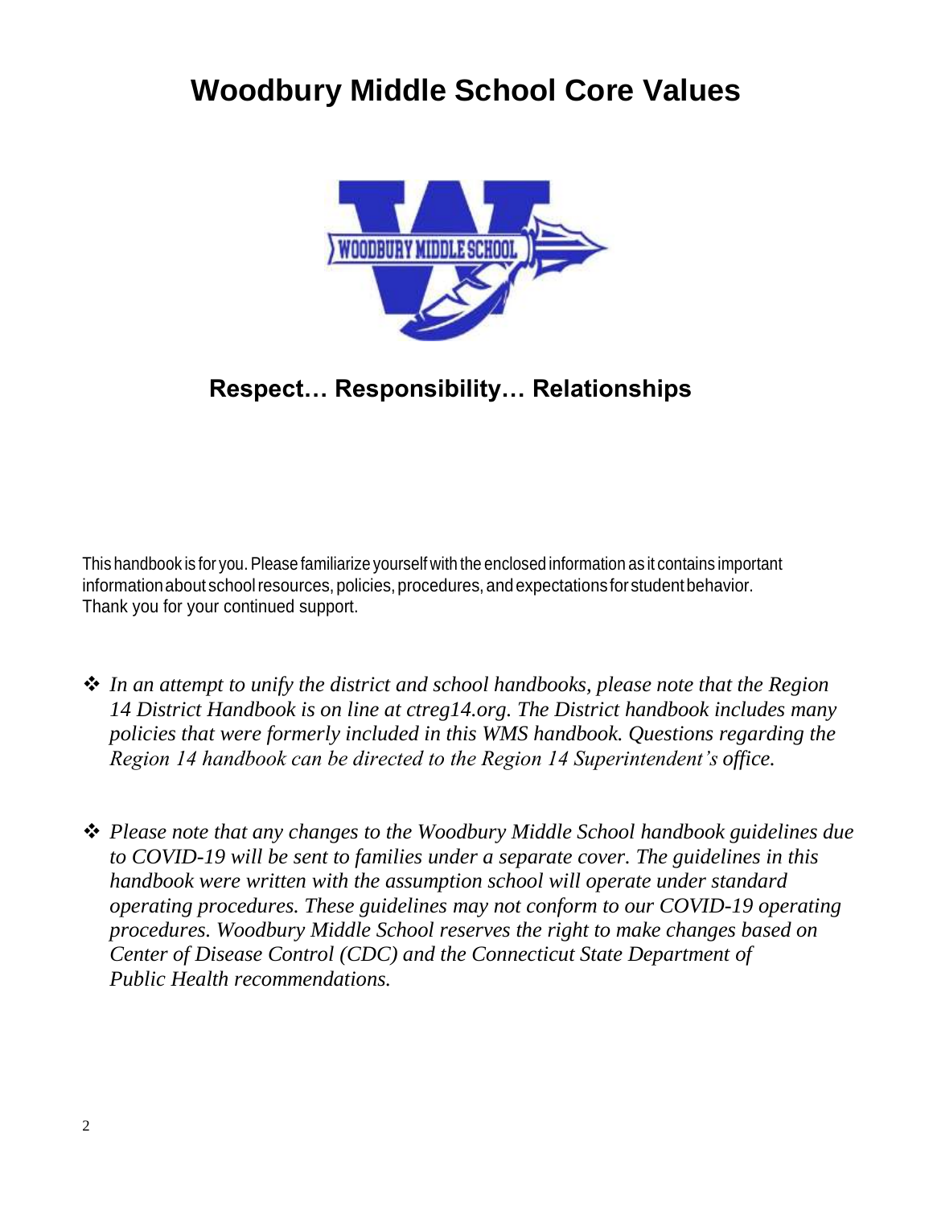# Woodbury Middle School Core Values

## Respect… Responsibility… Relationships

This handbook is for you. Please familiarize yourself with the enclosed information as it contains important information about school resources, policies, procedures, and expectations for student behavior. Thank you for your continued support.

- *In an attempt to unify the district and school handbooks, please note that the Region 14 District Handbook is on line at ctreg14.org. The District handbook includes many policies that were formerly included in this WMS handbook. Questions regarding the Region 14 handbook can be directed to the Region 14 Superintendent's office.*

- *Please note that any changes to the Woodbury Middle School handbook guidelines due to COVID-19 will be sent to families under a separate cover. The guidelines in this handbook were written with the assumption school will operate under standard operating procedures. These guidelines may not conform to our COVID-19 operating procedures. Woodbury Middle School reserves the right to make changes based on Center of Disease Control (CDC) and the Connecticut State Department of Public Health recommendations.*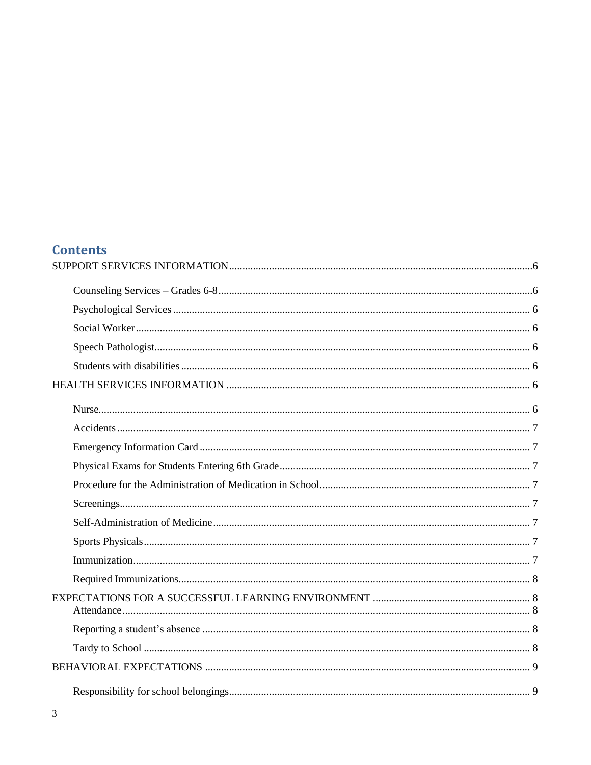# Contents

SUPPORT SERVICES INFORMATION ....................................................................................................6

- Counseling Services – Grades 6-8 ....................................................................................................6
- Psychological Services .................................................................................................................... 6
- Social Worker ................................................................................................................................... 6
- Speech Pathologist ........................................................................................................................... 6
- Students with disabilities ................................................................................................................. 6

HEALTH SERVICES INFORMATION ............................................................................................... 6

- Nurse ................................................................................................................................................ 6
- Accidents .......................................................................................................................................... 7
- Emergency Information Card ........................................................................................................... 7
- Physical Exams for Students Entering 6th Grade ............................................................................. 7
- Procedure for the Administration of Medication in School .............................................................. 7
- Screenings ........................................................................................................................................ 7
- Self-Administration of Medicine ...................................................................................................... 7
- Sports Physicals ............................................................................................................................... 7
- Immunization ................................................................................................................................... 7
- Required Immunizations ................................................................................................................... 8

EXPECTATIONS FOR A SUCCESSFUL LEARNING ENVIRONMENT ........................................... 8

- Attendance ........................................................................................................................................ 8
- Reporting a student's absence .......................................................................................................... 8
- Tardy to School ................................................................................................................................ 8

BEHAVIORAL EXPECTATIONS ......................................................................................................... 9

- Responsibility for school belongings ................................................................................................ 9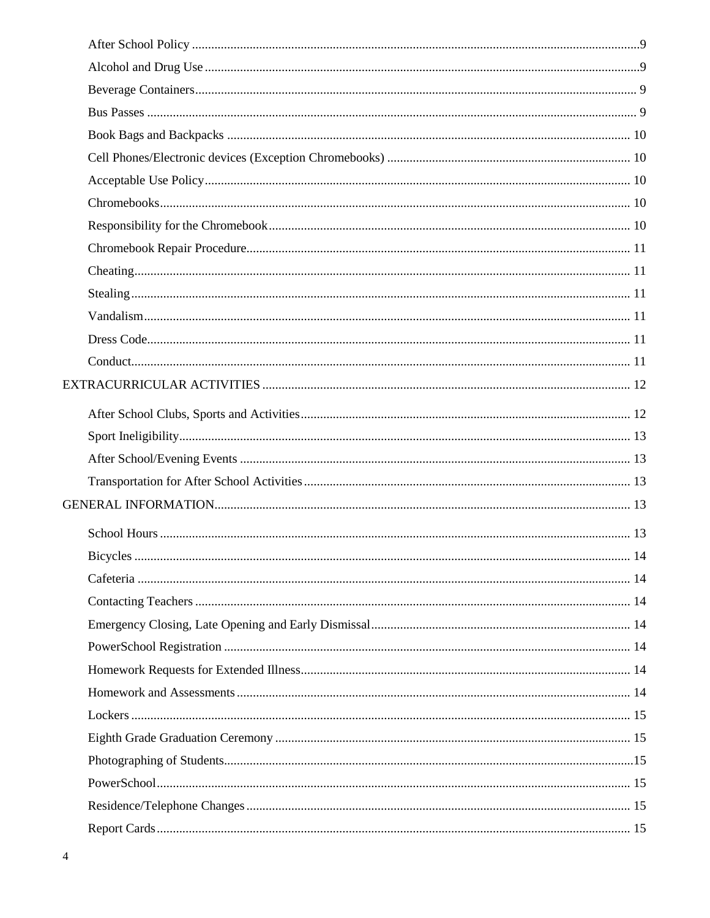- After School Policy .......... 9
- Alcohol and Drug Use .......... 9
- Beverage Containers .......... 9
- Bus Passes .......... 9
- Book Bags and Backpacks .......... 10
- Cell Phones/Electronic devices (Exception Chromebooks) .......... 10
- Acceptable Use Policy .......... 10
- Chromebooks .......... 10
- Responsibility for the Chromebook .......... 10
- Chromebook Repair Procedure .......... 11
- Cheating .......... 11
- Stealing .......... 11
- Vandalism .......... 11
- Dress Code .......... 11
- Conduct .......... 11

EXTRACURRICULAR ACTIVITIES .......... 12

- After School Clubs, Sports and Activities .......... 12
- Sport Ineligibility .......... 13
- After School/Evening Events .......... 13
- Transportation for After School Activities .......... 13

GENERAL INFORMATION .......... 13

- School Hours .......... 13
- Bicycles .......... 14
- Cafeteria .......... 14
- Contacting Teachers .......... 14
- Emergency Closing, Late Opening and Early Dismissal .......... 14
- PowerSchool Registration .......... 14
- Homework Requests for Extended Illness .......... 14
- Homework and Assessments .......... 14
- Lockers .......... 15
- Eighth Grade Graduation Ceremony .......... 15
- Photographing of Students .......... 15
- PowerSchool .......... 15
- Residence/Telephone Changes .......... 15
- Report Cards .......... 15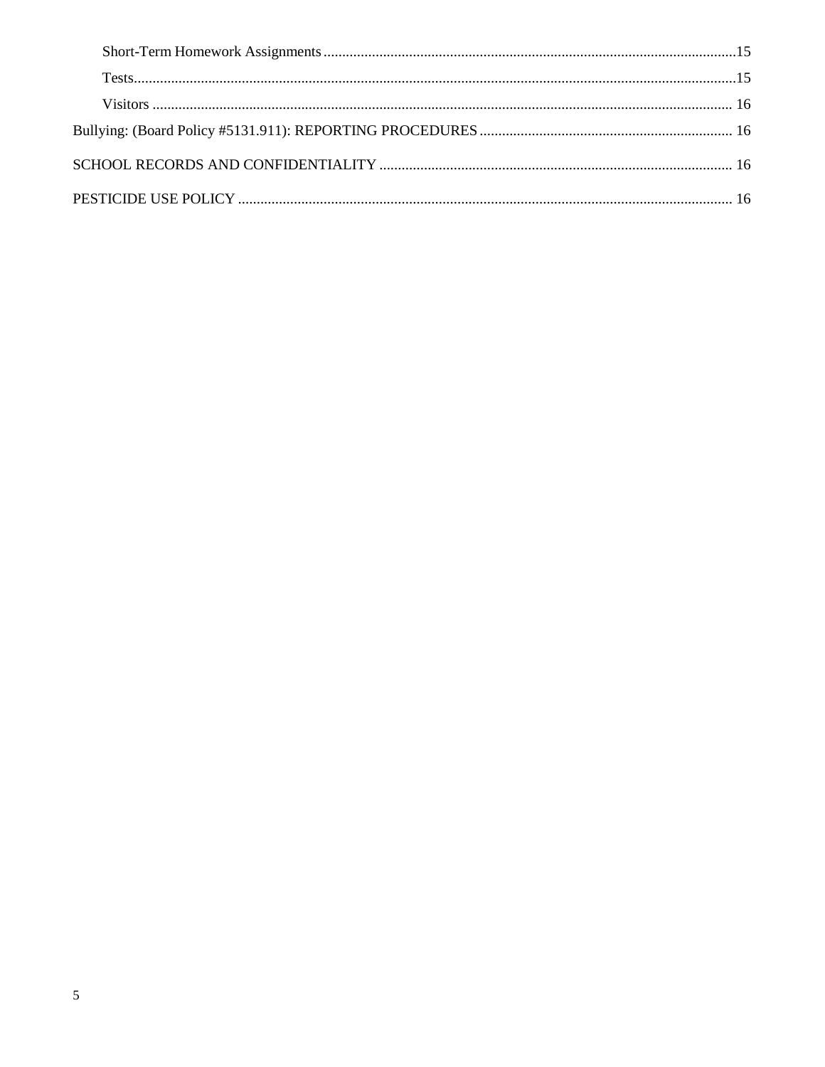Short-Term Homework Assignments .............................................................................................................15

Tests..............................................................................................................................................................15

Visitors ......................................................................................................................................................... 16

Bullying: (Board Policy #5131.911): REPORTING PROCEDURES .................................................................. 16

SCHOOL RECORDS AND CONFIDENTIALITY .............................................................................................. 16

PESTICIDE USE POLICY .................................................................................................................................... 16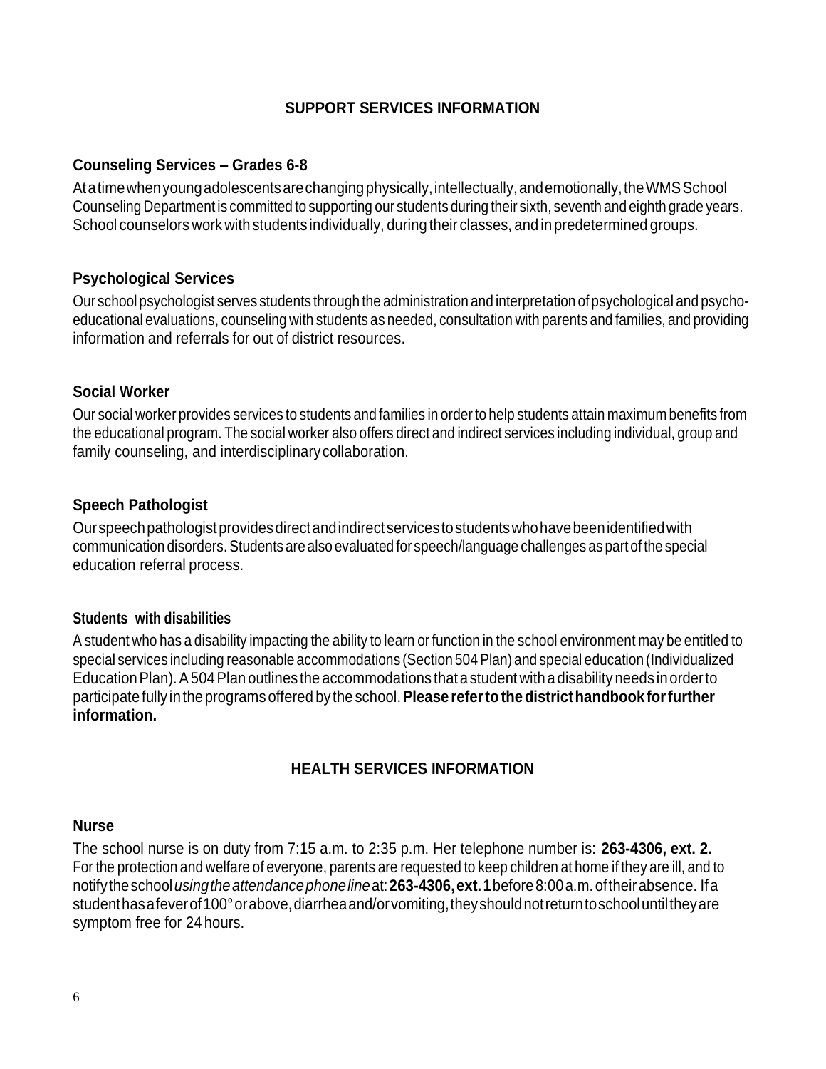## SUPPORT SERVICES INFORMATION

### Counseling Services – Grades 6-8

At a time when young adolescents are changing physically, intellectually, and emotionally, the WMS School Counseling Department is committed to supporting our students during their sixth, seventh and eighth grade years. School counselors work with students individually, during their classes, and in predetermined groups.

### Psychological Services

Our school psychologist serves students through the administration and interpretation of psychological and psycho-educational evaluations, counseling with students as needed, consultation with parents and families, and providing information and referrals for out of district resources.

### Social Worker

Our social worker provides services to students and families in order to help students attain maximum benefits from the educational program. The social worker also offers direct and indirect services including individual, group and family counseling, and interdisciplinary collaboration.

### Speech Pathologist

Our speech pathologist provides direct and indirect services to students who have been identified with communication disorders. Students are also evaluated for speech/language challenges as part of the special education referral process.

### Students with disabilities

A student who has a disability impacting the ability to learn or function in the school environment may be entitled to special services including reasonable accommodations (Section 504 Plan) and special education (Individualized Education Plan). A 504 Plan outlines the accommodations that a student with a disability needs in order to participate fully in the programs offered by the school. **Please refer to the district handbook for further information.**

## HEALTH SERVICES INFORMATION

### Nurse

The school nurse is on duty from 7:15 a.m. to 2:35 p.m. Her telephone number is: **263-4306, ext. 2.** For the protection and welfare of everyone, parents are requested to keep children at home if they are ill, and to notify the school *using the attendance phone line* at: **263-4306, ext. 1** before 8:00 a.m. of their absence. If a student has a fever of 100° or above, diarrhea and/or vomiting, they should not return to school until they are symptom free for 24 hours.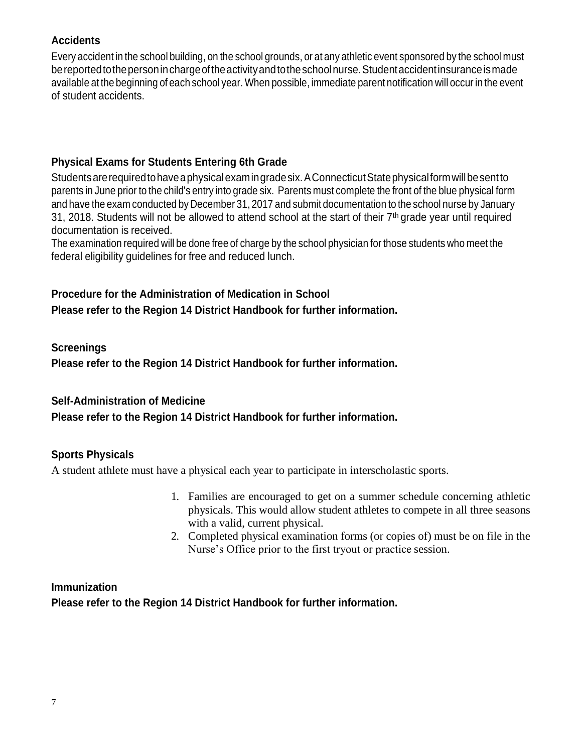### Accidents

Every accident in the school building, on the school grounds, or at any athletic event sponsored by the school must be reported to the person in charge of the activity and to the school nurse. Student accident insurance is made available at the beginning of each school year. When possible, immediate parent notification will occur in the event of student accidents.

### Physical Exams for Students Entering 6th Grade

Students are required to have a physical exam in grade six. A Connecticut State physical form will be sent to parents in June prior to the child's entry into grade six. Parents must complete the front of the blue physical form and have the exam conducted by December 31, 2017 and submit documentation to the school nurse by January 31, 2018. Students will not be allowed to attend school at the start of their 7th grade year until required documentation is received.

The examination required will be done free of charge by the school physician for those students who meet the federal eligibility guidelines for free and reduced lunch.

### Procedure for the Administration of Medication in School

**Please refer to the Region 14 District Handbook for further information.**

### Screenings

**Please refer to the Region 14 District Handbook for further information.**

### Self-Administration of Medicine

**Please refer to the Region 14 District Handbook for further information.**

### Sports Physicals

A student athlete must have a physical each year to participate in interscholastic sports.

1. Families are encouraged to get on a summer schedule concerning athletic physicals. This would allow student athletes to compete in all three seasons with a valid, current physical.
2. Completed physical examination forms (or copies of) must be on file in the Nurse's Office prior to the first tryout or practice session.

### Immunization

**Please refer to the Region 14 District Handbook for further information.**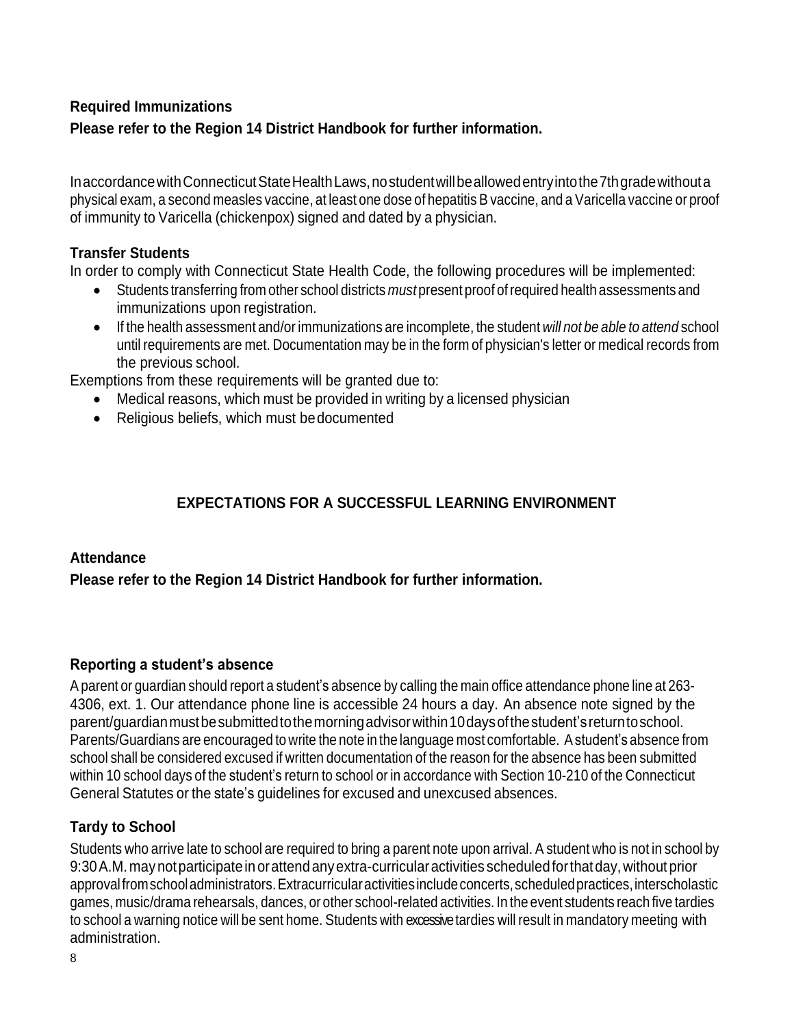### Required Immunizations

**Please refer to the Region 14 District Handbook for further information.**

In accordance with Connecticut State Health Laws, no student will be allowed entry into the 7th grade without a physical exam, a second measles vaccine, at least one dose of hepatitis B vaccine, and a Varicella vaccine or proof of immunity to Varicella (chickenpox) signed and dated by a physician.

### Transfer Students

In order to comply with Connecticut State Health Code, the following procedures will be implemented:

- Students transferring from other school districts *must* present proof of required health assessments and immunizations upon registration.
- If the health assessment and/or immunizations are incomplete, the student *will not be able to attend* school until requirements are met. Documentation may be in the form of physician's letter or medical records from the previous school.

Exemptions from these requirements will be granted due to:

- Medical reasons, which must be provided in writing by a licensed physician
- Religious beliefs, which must be documented

## EXPECTATIONS FOR A SUCCESSFUL LEARNING ENVIRONMENT

### Attendance

**Please refer to the Region 14 District Handbook for further information.**

### Reporting a student's absence

A parent or guardian should report a student's absence by calling the main office attendance phone line at 263-4306, ext. 1. Our attendance phone line is accessible 24 hours a day. An absence note signed by the parent/guardian must be submitted to the morning advisor within 10 days of the student's return to school. Parents/Guardians are encouraged to write the note in the language most comfortable. A student's absence from school shall be considered excused if written documentation of the reason for the absence has been submitted within 10 school days of the student's return to school or in accordance with Section 10-210 of the Connecticut General Statutes or the state's guidelines for excused and unexcused absences.

### Tardy to School

Students who arrive late to school are required to bring a parent note upon arrival. A student who is not in school by 9:30 A.M. may not participate in or attend any extra-curricular activities scheduled for that day, without prior approval from school administrators. Extracurricular activities include concerts, scheduled practices, interscholastic games, music/drama rehearsals, dances, or other school-related activities. In the event students reach five tardies to school a warning notice will be sent home. Students with excessive tardies will result in mandatory meeting with administration.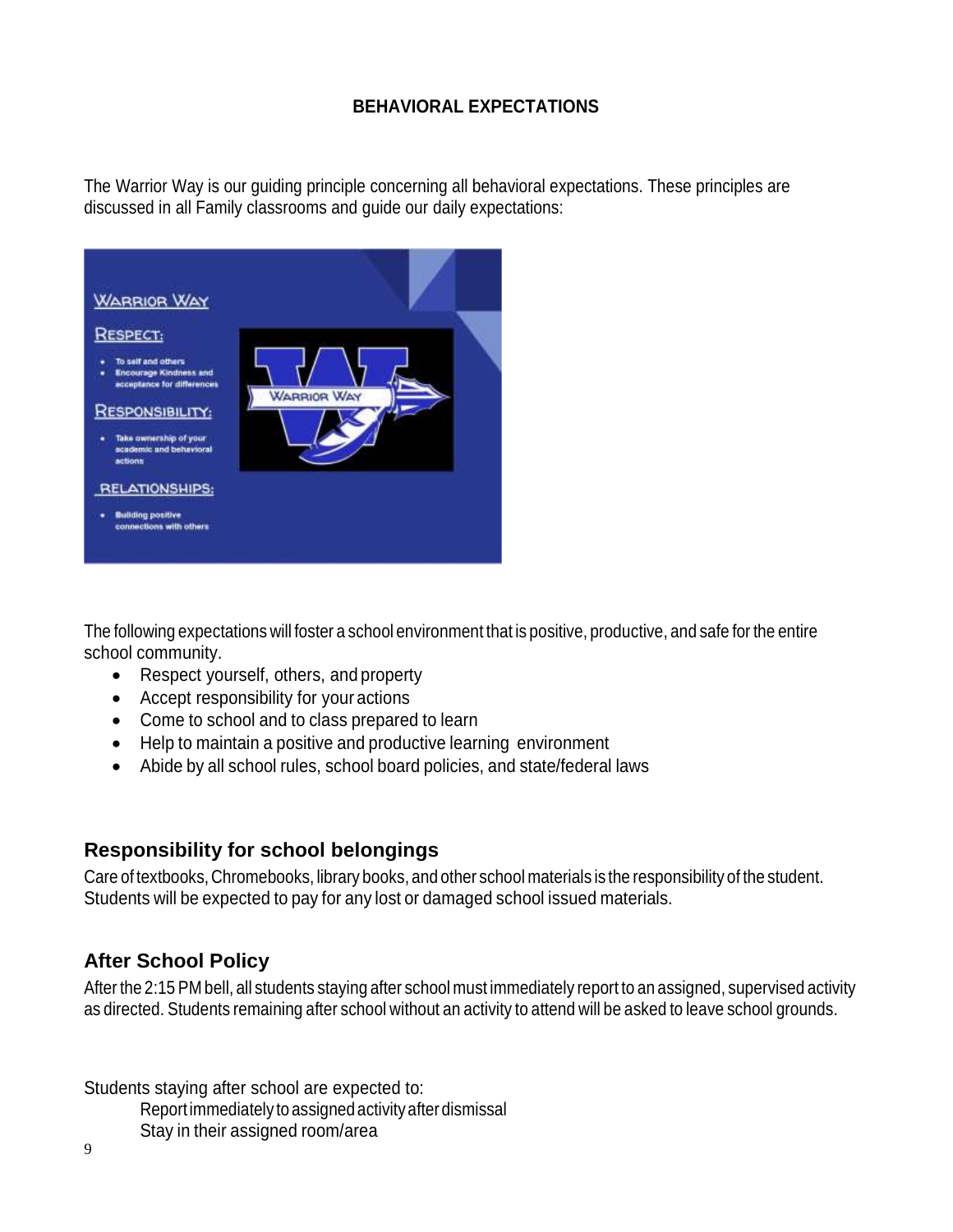## BEHAVIORAL EXPECTATIONS

The Warrior Way is our guiding principle concerning all behavioral expectations. These principles are discussed in all Family classrooms and guide our daily expectations:

WARRIOR WAY

RESPECT:

- To self and others
- Encourage Kindness and acceptance for differences

RESPONSIBILITY:

- Take ownership of your academic and behavioral actions

RELATIONSHIPS:

- Building positive connections with others

The following expectations will foster a school environment that is positive, productive, and safe for the entire school community.

- Respect yourself, others, and property
- Accept responsibility for your actions
- Come to school and to class prepared to learn
- Help to maintain a positive and productive learning environment
- Abide by all school rules, school board policies, and state/federal laws

### Responsibility for school belongings

Care of textbooks, Chromebooks, library books, and other school materials is the responsibility of the student. Students will be expected to pay for any lost or damaged school issued materials.

### After School Policy

After the 2:15 PM bell, all students staying after school must immediately report to an assigned, supervised activity as directed. Students remaining after school without an activity to attend will be asked to leave school grounds.

Students staying after school are expected to:

Report immediately to assigned activity after dismissal

Stay in their assigned room/area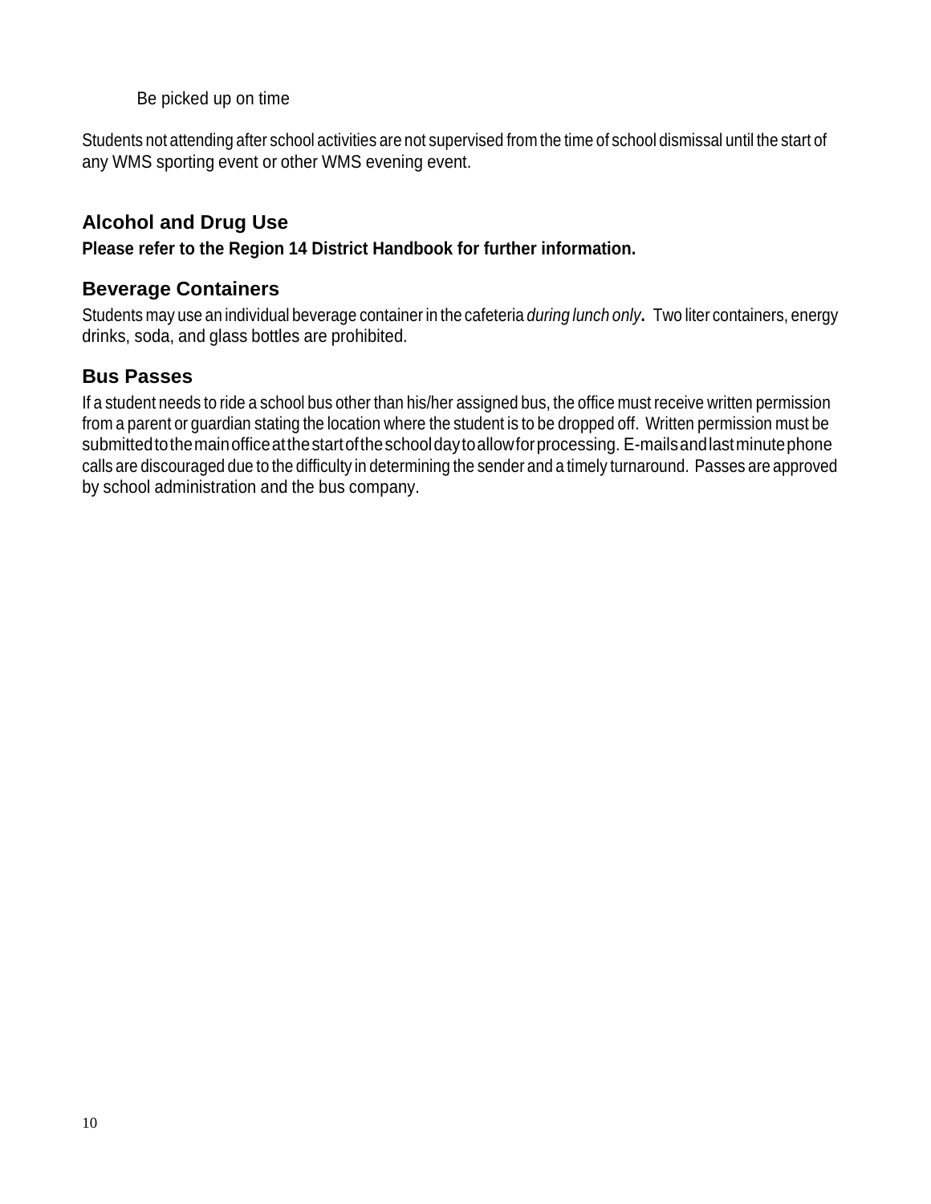Be picked up on time

Students not attending after school activities are not supervised from the time of school dismissal until the start of any WMS sporting event or other WMS evening event.

## Alcohol and Drug Use

**Please refer to the Region 14 District Handbook for further information.**

## Beverage Containers

Students may use an individual beverage container in the cafeteria *during lunch only***.** Two liter containers, energy drinks, soda, and glass bottles are prohibited.

## Bus Passes

If a student needs to ride a school bus other than his/her assigned bus, the office must receive written permission from a parent or guardian stating the location where the student is to be dropped off. Written permission must be submitted to the main office at the start of the school day to allow for processing. E-mails and last minute phone calls are discouraged due to the difficulty in determining the sender and a timely turnaround. Passes are approved by school administration and the bus company.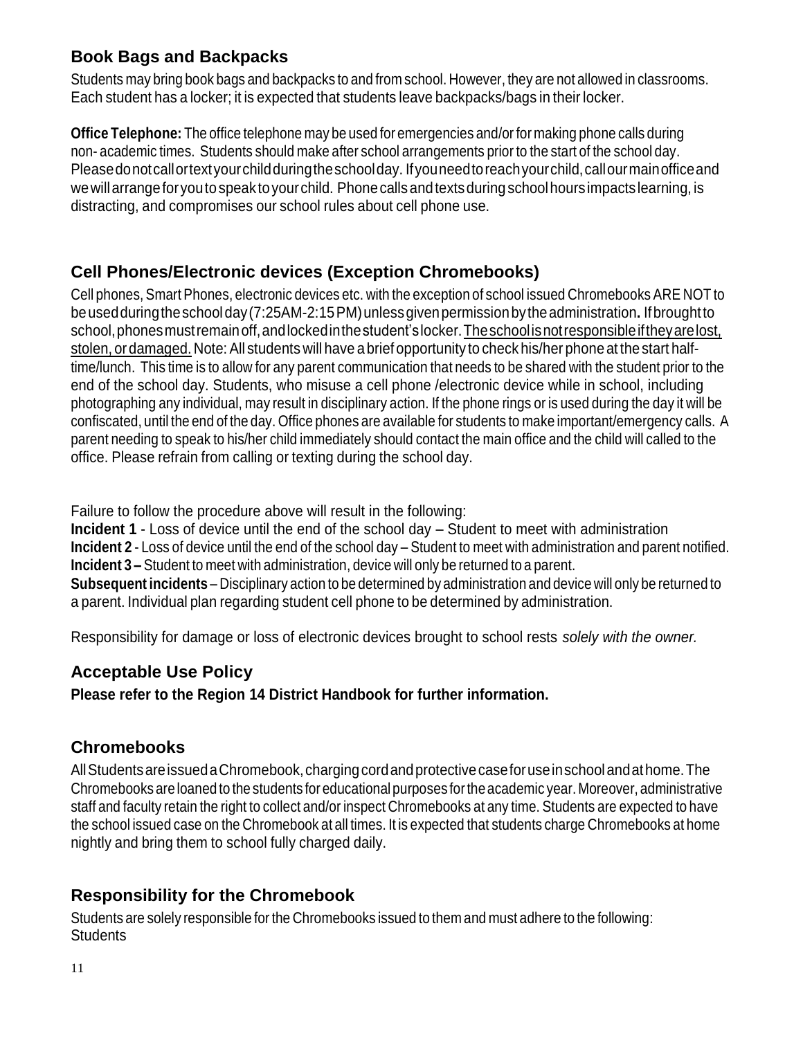## Book Bags and Backpacks

Students may bring book bags and backpacks to and from school. However, they are not allowed in classrooms. Each student has a locker; it is expected that students leave backpacks/bags in their locker.

**Office Telephone:** The office telephone may be used for emergencies and/or for making phone calls during non- academic times. Students should make after school arrangements prior to the start of the school day. Please do not call or text your child during the school day. If you need to reach your child, call our main office and we will arrange for you to speak to your child. Phone calls and texts during school hours impacts learning, is distracting, and compromises our school rules about cell phone use.

## Cell Phones/Electronic devices (Exception Chromebooks)

Cell phones, Smart Phones, electronic devices etc. with the exception of school issued Chromebooks ARE NOT to be used during the school day (7:25AM-2:15PM) unless given permission by the administration**.** If brought to school, phones must remain off, and locked in the student's locker. <u>The school is not responsible if they are lost, stolen, or damaged.</u> Note: All students will have a brief opportunity to check his/her phone at the start half-time/lunch. This time is to allow for any parent communication that needs to be shared with the student prior to the end of the school day. Students, who misuse a cell phone /electronic device while in school, including photographing any individual, may result in disciplinary action. If the phone rings or is used during the day it will be confiscated, until the end of the day. Office phones are available for students to make important/emergency calls. A parent needing to speak to his/her child immediately should contact the main office and the child will called to the office. Please refrain from calling or texting during the school day.

Failure to follow the procedure above will result in the following:
**Incident 1** - Loss of device until the end of the school day – Student to meet with administration
**Incident 2** - Loss of device until the end of the school day – Student to meet with administration and parent notified.
**Incident 3 –** Student to meet with administration, device will only be returned to a parent.
**Subsequent incidents** – Disciplinary action to be determined by administration and device will only be returned to a parent. Individual plan regarding student cell phone to be determined by administration.

Responsibility for damage or loss of electronic devices brought to school rests *solely with the owner.*

## Acceptable Use Policy

**Please refer to the Region 14 District Handbook for further information.**

## Chromebooks

All Students are issued a Chromebook, charging cord and protective case for use in school and at home. The Chromebooks are loaned to the students for educational purposes for the academic year. Moreover, administrative staff and faculty retain the right to collect and/or inspect Chromebooks at any time. Students are expected to have the school issued case on the Chromebook at all times. It is expected that students charge Chromebooks at home nightly and bring them to school fully charged daily.

## Responsibility for the Chromebook

Students are solely responsible for the Chromebooks issued to them and must adhere to the following:
Students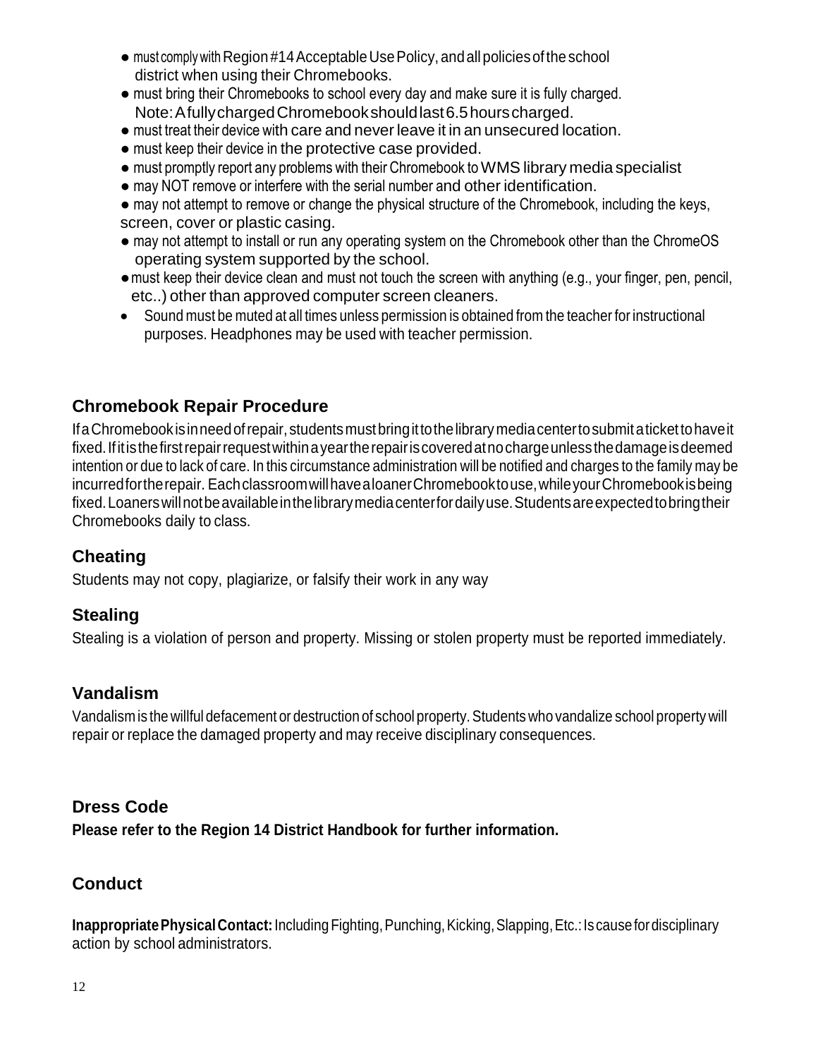- must comply with Region #14 Acceptable Use Policy, and all policies of the school district when using their Chromebooks.
- must bring their Chromebooks to school every day and make sure it is fully charged. Note: A fully charged Chromebook should last 6.5 hours charged.
- must treat their device with care and never leave it in an unsecured location.
- must keep their device in the protective case provided.
- must promptly report any problems with their Chromebook to WMS library media specialist
- may NOT remove or interfere with the serial number and other identification.
- may not attempt to remove or change the physical structure of the Chromebook, including the keys, screen, cover or plastic casing.
- may not attempt to install or run any operating system on the Chromebook other than the ChromeOS operating system supported by the school.
- must keep their device clean and must not touch the screen with anything (e.g., your finger, pen, pencil, etc..) other than approved computer screen cleaners.
- Sound must be muted at all times unless permission is obtained from the teacher for instructional purposes. Headphones may be used with teacher permission.

## Chromebook Repair Procedure

If a Chromebook is in need of repair, students must bring it to the library media center to submit a ticket to have it fixed. If it is the first repair request within a year the repair is covered at no charge unless the damage is deemed intention or due to lack of care. In this circumstance administration will be notified and charges to the family may be incurred for the repair. Each classroom will have a loaner Chromebook to use, while your Chromebook is being fixed. Loaners will not be available in the library media center for daily use. Students are expected to bring their Chromebooks daily to class.

## Cheating

Students may not copy, plagiarize, or falsify their work in any way

## Stealing

Stealing is a violation of person and property. Missing or stolen property must be reported immediately.

## Vandalism

Vandalism is the willful defacement or destruction of school property. Students who vandalize school property will repair or replace the damaged property and may receive disciplinary consequences.

## Dress Code

**Please refer to the Region 14 District Handbook for further information.**

## Conduct

**Inappropriate Physical Contact:** Including Fighting, Punching, Kicking, Slapping, Etc.: Is cause for disciplinary action by school administrators.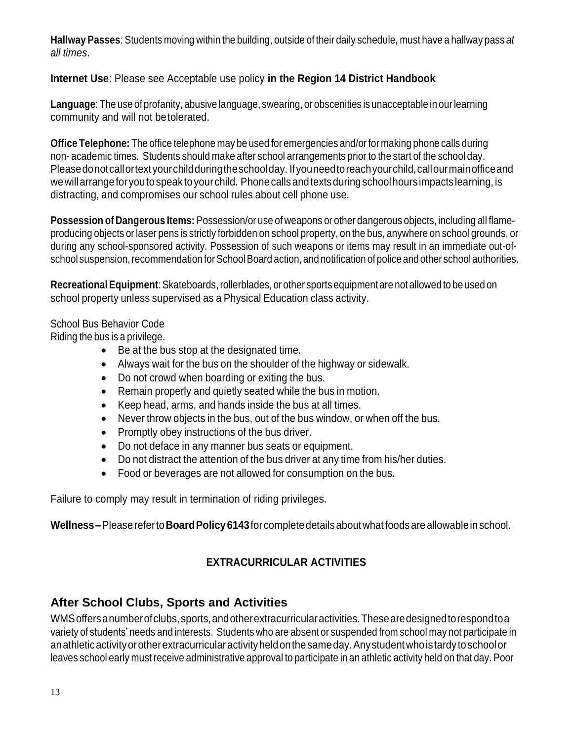**Hallway Passes**: Students moving within the building, outside of their daily schedule, must have a hallway pass *at all times*.

**Internet Use**: Please see Acceptable use policy **in the Region 14 District Handbook**

**Language**: The use of profanity, abusive language, swearing, or obscenities is unacceptable in our learning community and will not be tolerated.

**Office Telephone:** The office telephone may be used for emergencies and/or for making phone calls during non- academic times. Students should make after school arrangements prior to the start of the school day. Please do not call or text your child during the school day. If you need to reach your child, call our main office and we will arrange for you to speak to your child. Phone calls and texts during school hours impacts learning, is distracting, and compromises our school rules about cell phone use.

**Possession of Dangerous Items:** Possession/or use of weapons or other dangerous objects, including all flame-producing objects or laser pens is strictly forbidden on school property, on the bus, anywhere on school grounds, or during any school-sponsored activity. Possession of such weapons or items may result in an immediate out-of-school suspension, recommendation for School Board action, and notification of police and other school authorities.

**Recreational Equipment**: Skateboards, rollerblades, or other sports equipment are not allowed to be used on school property unless supervised as a Physical Education class activity.

School Bus Behavior Code
Riding the bus is a privilege.

- Be at the bus stop at the designated time.
- Always wait for the bus on the shoulder of the highway or sidewalk.
- Do not crowd when boarding or exiting the bus.
- Remain properly and quietly seated while the bus in motion.
- Keep head, arms, and hands inside the bus at all times.
- Never throw objects in the bus, out of the bus window, or when off the bus.
- Promptly obey instructions of the bus driver.
- Do not deface in any manner bus seats or equipment.
- Do not distract the attention of the bus driver at any time from his/her duties.
- Food or beverages are not allowed for consumption on the bus.

Failure to comply may result in termination of riding privileges.

**Wellness –** Please refer to **Board Policy 6143** for complete details about what foods are allowable in school.

## EXTRACURRICULAR ACTIVITIES

## After School Clubs, Sports and Activities

WMS offers a number of clubs, sports, and other extracurricular activities. These are designed to respond to a variety of students' needs and interests. Students who are absent or suspended from school may not participate in an athletic activity or other extracurricular activity held on the same day. Any student who is tardy to school or leaves school early must receive administrative approval to participate in an athletic activity held on that day. Poor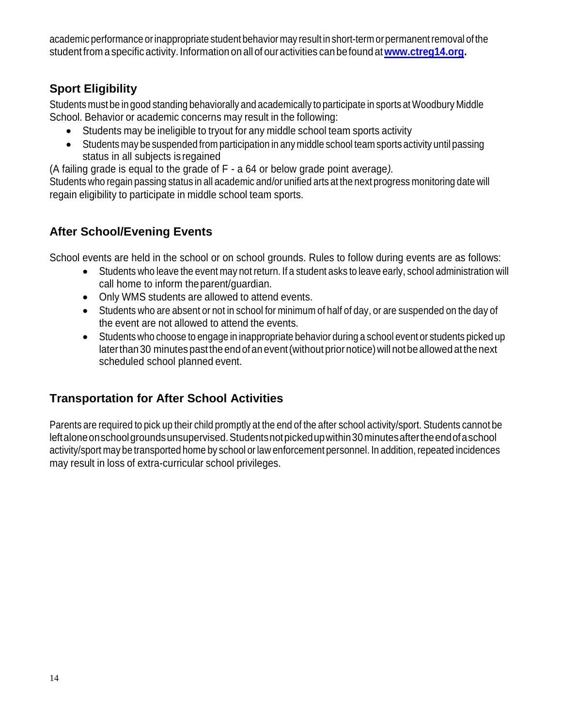academic performance or inappropriate student behavior may result in short-term or permanent removal of the student from a specific activity. Information on all of our activities can be found at **[www.ctreg14.org](http://www.ctreg14.org).**

## Sport Eligibility

Students must be in good standing behaviorally and academically to participate in sports at Woodbury Middle School. Behavior or academic concerns may result in the following:

- Students may be ineligible to tryout for any middle school team sports activity
- Students may be suspended from participation in any middle school team sports activity until passing status in all subjects is regained

(A failing grade is equal to the grade of F - a 64 or below grade point average*).*
Students who regain passing status in all academic and/or unified arts at the next progress monitoring date will regain eligibility to participate in middle school team sports.

## After School/Evening Events

School events are held in the school or on school grounds. Rules to follow during events are as follows:

- Students who leave the event may not return. If a student asks to leave early, school administration will call home to inform the parent/guardian.
- Only WMS students are allowed to attend events.
- Students who are absent or not in school for minimum of half of day, or are suspended on the day of the event are not allowed to attend the events.
- Students who choose to engage in inappropriate behavior during a school event or students picked up later than 30 minutes past the end of an event (without prior notice) will not be allowed at the next scheduled school planned event.

## Transportation for After School Activities

Parents are required to pick up their child promptly at the end of the after school activity/sport. Students cannot be left alone on school grounds unsupervised. Students not picked up within 30 minutes after the end of a school activity/sport may be transported home by school or law enforcement personnel. In addition, repeated incidences may result in loss of extra-curricular school privileges.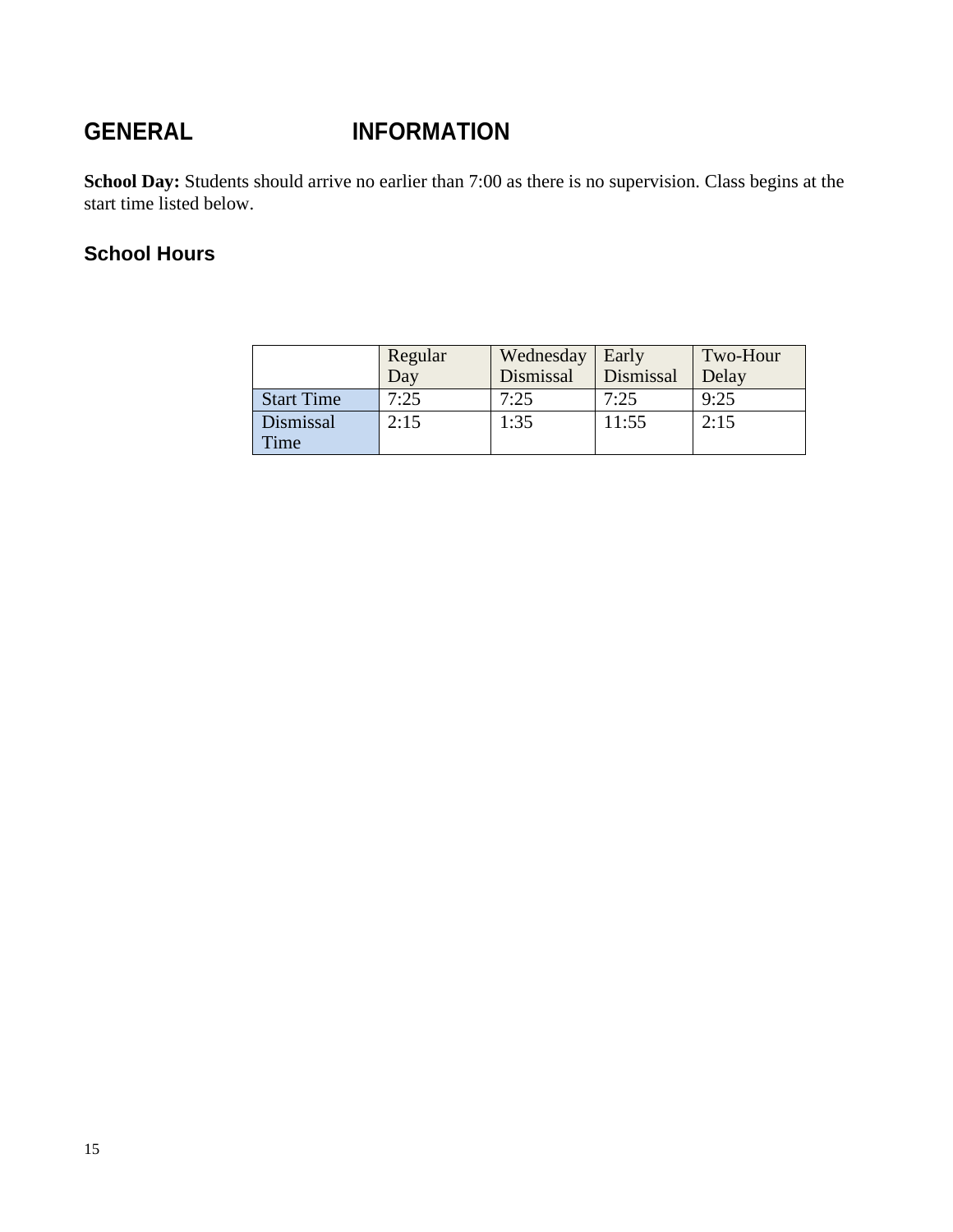# GENERAL INFORMATION

**School Day:** Students should arrive no earlier than 7:00 as there is no supervision. Class begins at the start time listed below.

## School Hours

| | Regular Day | Wednesday Dismissal | Early Dismissal | Two-Hour Delay |
|---|---|---|---|---|
| Start Time | 7:25 | 7:25 | 7:25 | 9:25 |
| Dismissal Time | 2:15 | 1:35 | 11:55 | 2:15 |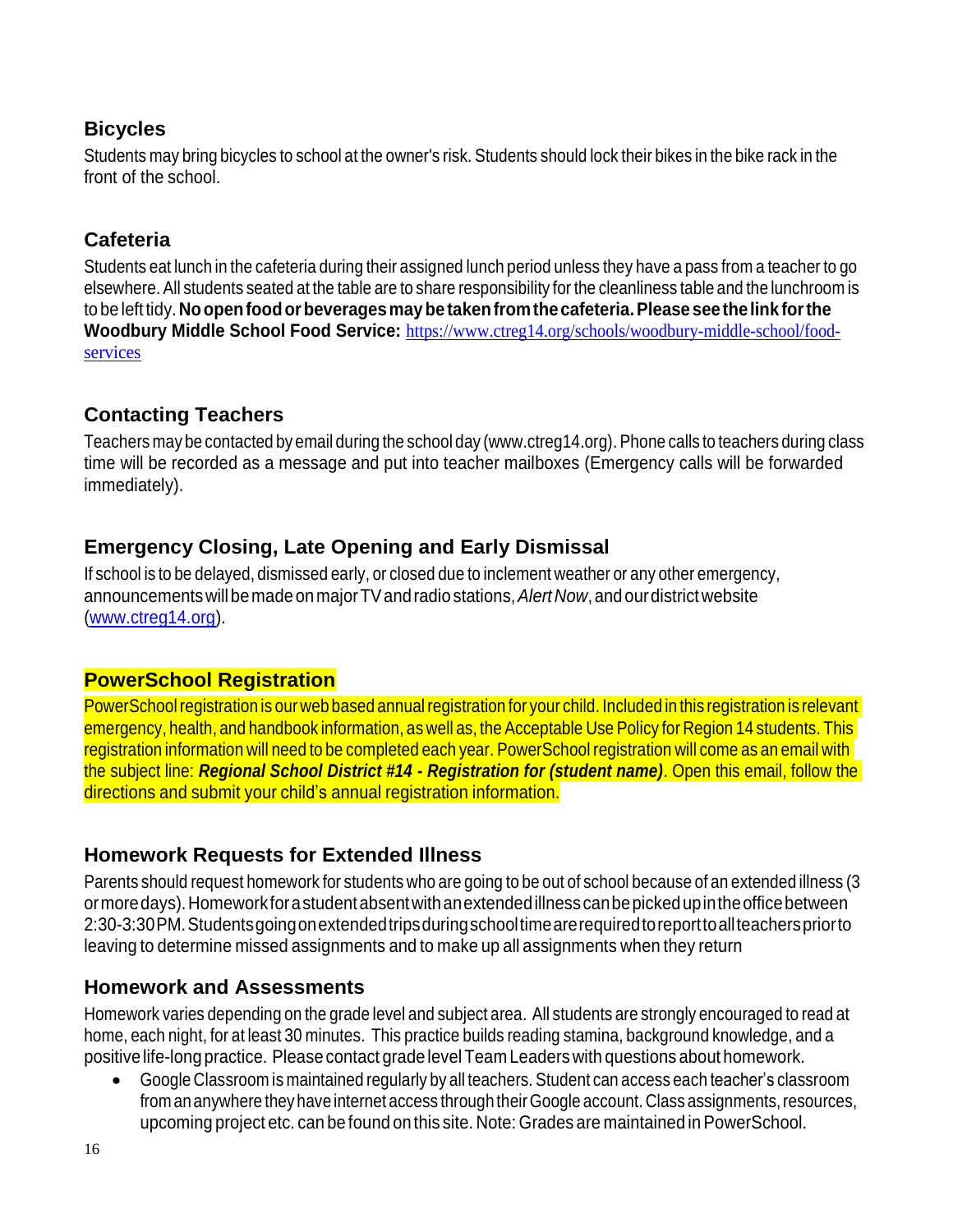## Bicycles

Students may bring bicycles to school at the owner's risk. Students should lock their bikes in the bike rack in the front of the school.

## Cafeteria

Students eat lunch in the cafeteria during their assigned lunch period unless they have a pass from a teacher to go elsewhere. All students seated at the table are to share responsibility for the cleanliness table and the lunchroom is to be left tidy. **No open food or beverages may be taken from the cafeteria. Please see the link for the Woodbury Middle School Food Service:** [https://www.ctreg14.org/schools/woodbury-middle-school/food-services](https://www.ctreg14.org/schools/woodbury-middle-school/food-services)

## Contacting Teachers

Teachers may be contacted by email during the school day (www.ctreg14.org). Phone calls to teachers during class time will be recorded as a message and put into teacher mailboxes (Emergency calls will be forwarded immediately).

## Emergency Closing, Late Opening and Early Dismissal

If school is to be delayed, dismissed early, or closed due to inclement weather or any other emergency, announcements will be made on major TV and radio stations, *Alert Now*, and our district website ([www.ctreg14.org](www.ctreg14.org)).

## PowerSchool Registration

PowerSchool registration is our web based annual registration for your child. Included in this registration is relevant emergency, health, and handbook information, as well as, the Acceptable Use Policy for Region 14 students. This registration information will need to be completed each year. PowerSchool registration will come as an email with the subject line: ***Regional School District #14 - Registration for (student name)***. Open this email, follow the directions and submit your child's annual registration information.

## Homework Requests for Extended Illness

Parents should request homework for students who are going to be out of school because of an extended illness (3 or more days). Homework for a student absent with an extended illness can be picked up in the office between 2:30-3:30PM. Students going on extended trips during school time are required to report to all teachers prior to leaving to determine missed assignments and to make up all assignments when they return

## Homework and Assessments

Homework varies depending on the grade level and subject area. All students are strongly encouraged to read at home, each night, for at least 30 minutes. This practice builds reading stamina, background knowledge, and a positive life-long practice. Please contact grade level Team Leaders with questions about homework.

- Google Classroom is maintained regularly by all teachers. Student can access each teacher's classroom from an anywhere they have internet access through their Google account. Class assignments, resources, upcoming project etc. can be found on this site. Note: Grades are maintained in PowerSchool.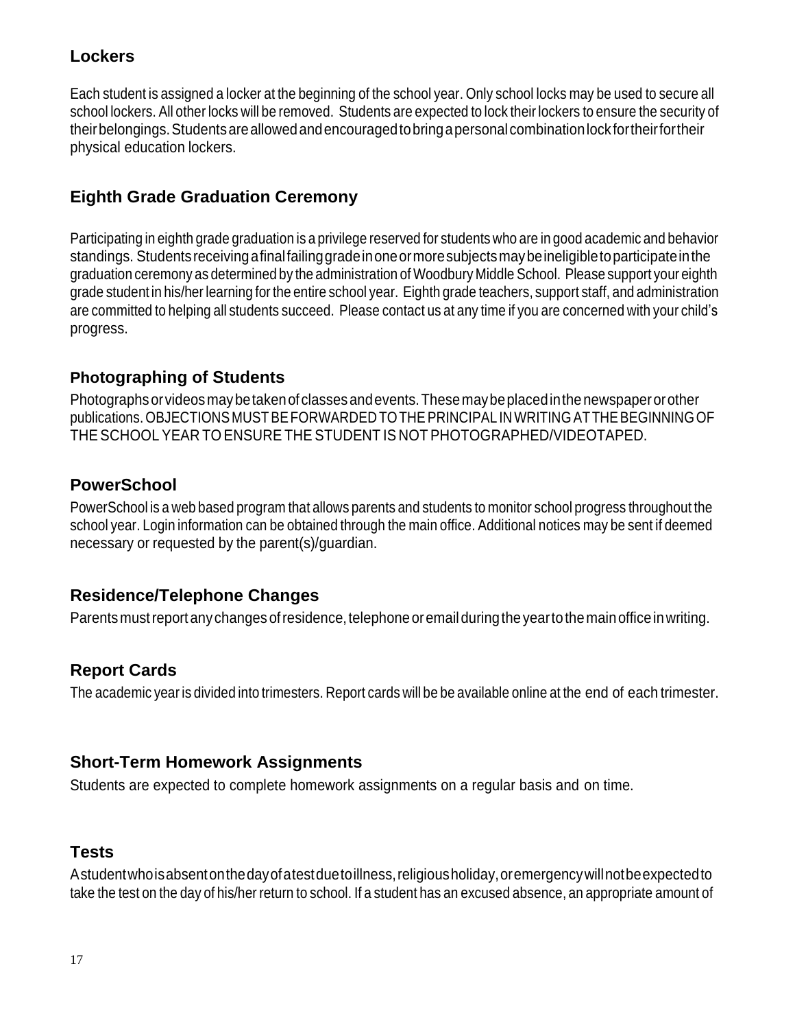## Lockers

Each student is assigned a locker at the beginning of the school year. Only school locks may be used to secure all school lockers. All other locks will be removed. Students are expected to lock their lockers to ensure the security of their belongings. Students are allowed and encouraged to bring a personal combination lock for their for their physical education lockers.

## Eighth Grade Graduation Ceremony

Participating in eighth grade graduation is a privilege reserved for students who are in good academic and behavior standings. Students receiving a final failing grade in one or more subjects may be ineligible to participate in the graduation ceremony as determined by the administration of Woodbury Middle School. Please support your eighth grade student in his/her learning for the entire school year. Eighth grade teachers, support staff, and administration are committed to helping all students succeed. Please contact us at any time if you are concerned with your child's progress.

## Photographing of Students

Photographs or videos may be taken of classes and events. These may be placed in the newspaper or other publications. OBJECTIONS MUST BE FORWARDED TO THE PRINCIPAL IN WRITING AT THE BEGINNING OF THE SCHOOL YEAR TO ENSURE THE STUDENT IS NOT PHOTOGRAPHED/VIDEOTAPED.

## PowerSchool

PowerSchool is a web based program that allows parents and students to monitor school progress throughout the school year. Login information can be obtained through the main office. Additional notices may be sent if deemed necessary or requested by the parent(s)/guardian.

## Residence/Telephone Changes

Parents must report any changes of residence, telephone or email during the year to the main office in writing.

## Report Cards

The academic year is divided into trimesters. Report cards will be be available online at the end of each trimester.

## Short-Term Homework Assignments

Students are expected to complete homework assignments on a regular basis and on time.

## Tests

A student who is absent on the day of a test due to illness, religious holiday, or emergency will not be expected to take the test on the day of his/her return to school. If a student has an excused absence, an appropriate amount of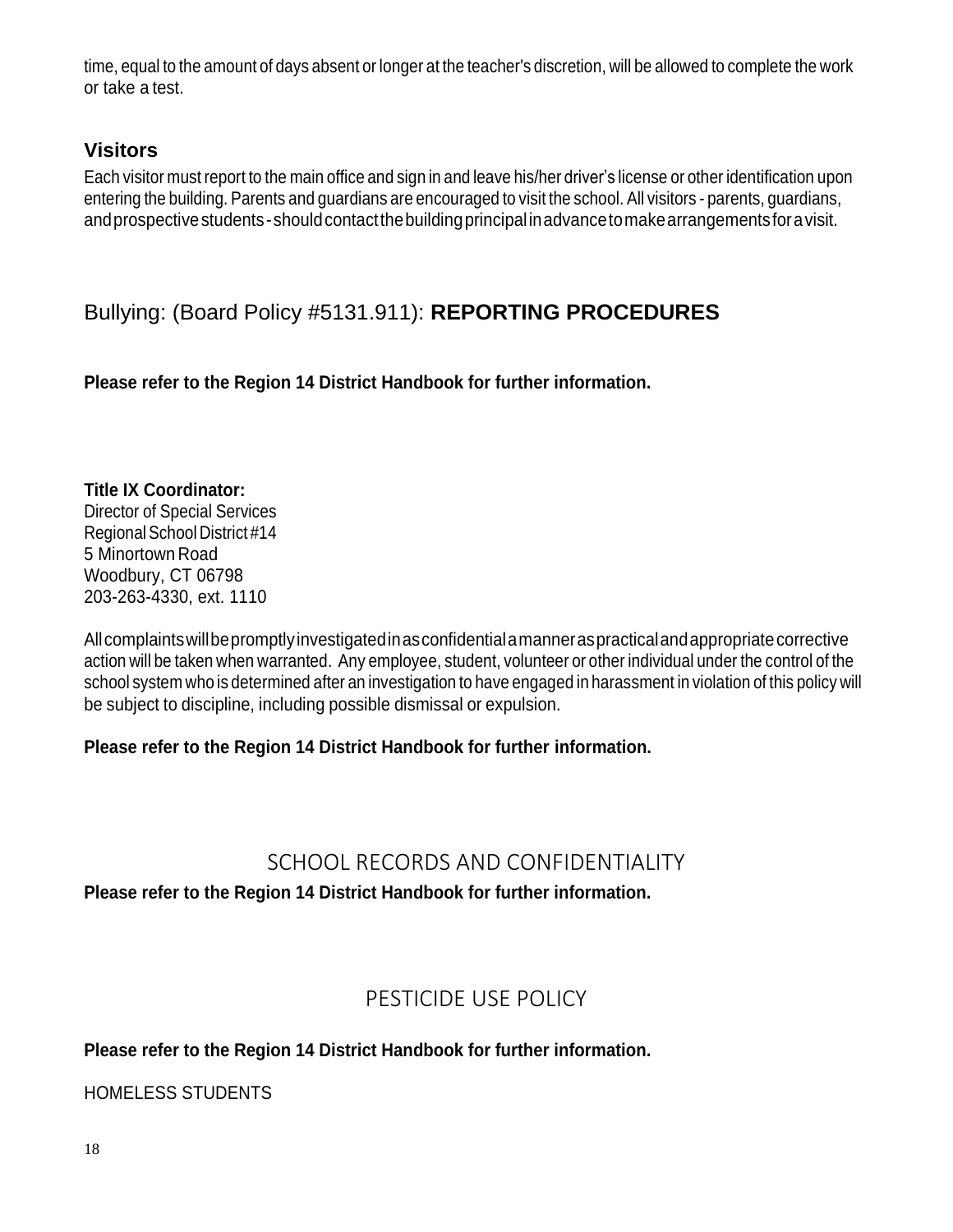time, equal to the amount of days absent or longer at the teacher's discretion, will be allowed to complete the work or take a test.

### Visitors

Each visitor must report to the main office and sign in and leave his/her driver's license or other identification upon entering the building. Parents and guardians are encouraged to visit the school. All visitors - parents, guardians, and prospective students - should contact the building principal in advance to make arrangements for a visit.

## Bullying: (Board Policy #5131.911): **REPORTING PROCEDURES**

**Please refer to the Region 14 District Handbook for further information.**

**Title IX Coordinator:**
Director of Special Services
Regional School District #14
5 Minortown Road
Woodbury, CT 06798
203-263-4330, ext. 1110

All complaints will be promptly investigated in as confidential a manner as practical and appropriate corrective action will be taken when warranted. Any employee, student, volunteer or other individual under the control of the school system who is determined after an investigation to have engaged in harassment in violation of this policy will be subject to discipline, including possible dismissal or expulsion.

**Please refer to the Region 14 District Handbook for further information.**

## SCHOOL RECORDS AND CONFIDENTIALITY

**Please refer to the Region 14 District Handbook for further information.**

## PESTICIDE USE POLICY

**Please refer to the Region 14 District Handbook for further information.**

HOMELESS STUDENTS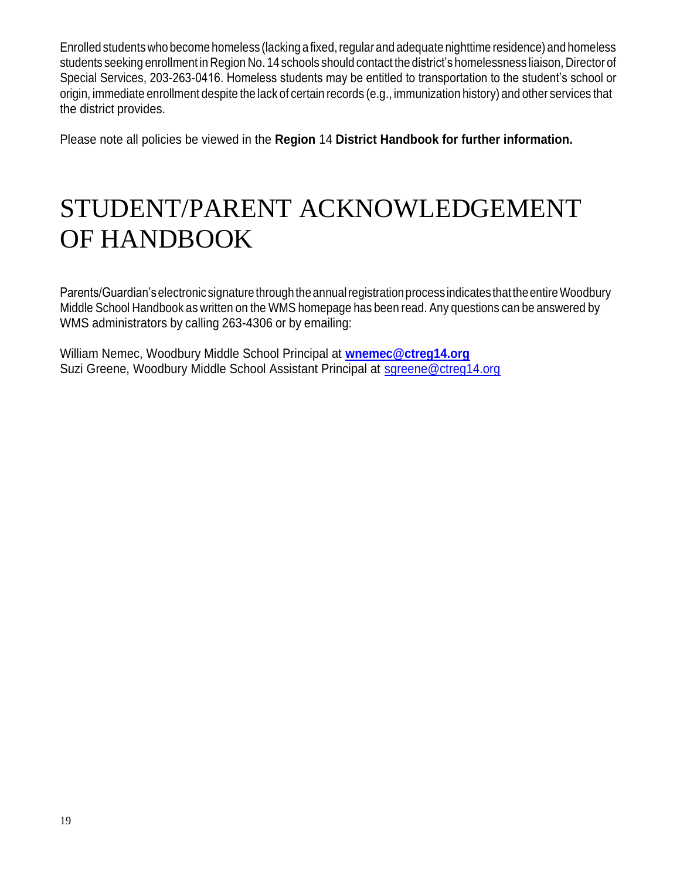Enrolled students who become homeless (lacking a fixed, regular and adequate nighttime residence) and homeless students seeking enrollment in Region No. 14 schools should contact the district's homelessness liaison, Director of Special Services, 203-263-0416. Homeless students may be entitled to transportation to the student's school or origin, immediate enrollment despite the lack of certain records (e.g., immunization history) and other services that the district provides.

Please note all policies be viewed in the **Region** 14 **District Handbook for further information.**

# STUDENT/PARENT ACKNOWLEDGEMENT OF HANDBOOK

Parents/Guardian's electronic signature through the annual registration process indicates that the entire Woodbury Middle School Handbook as written on the WMS homepage has been read. Any questions can be answered by WMS administrators by calling 263-4306 or by emailing:

William Nemec, Woodbury Middle School Principal at **wnemec@ctreg14.org**
Suzi Greene, Woodbury Middle School Assistant Principal at sgreene@ctreg14.org